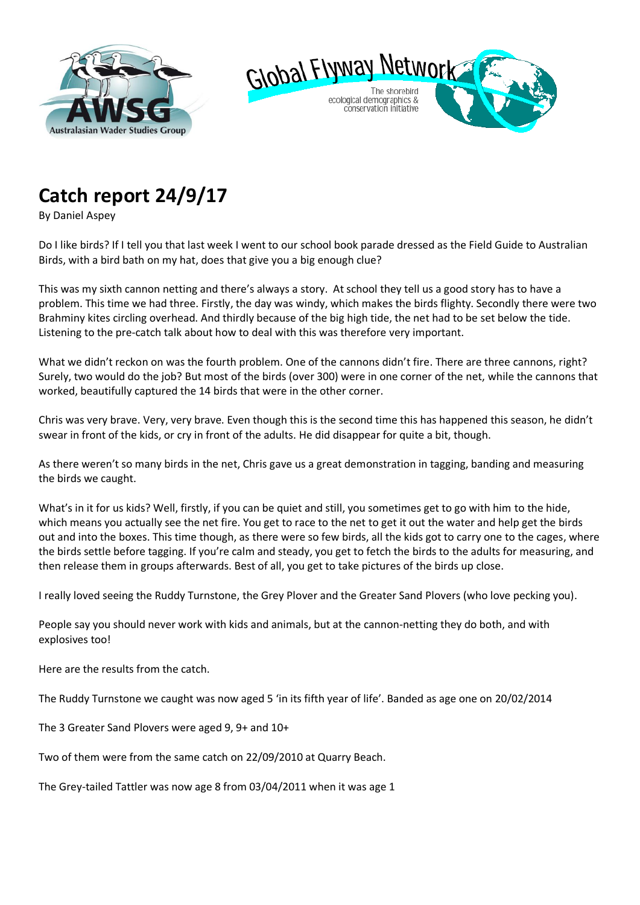# Catch report 24/9/17

By Daniel Aspey

Do I like birds? If I tell you that last week I went to our school book parade dressed as the Field Guide to Australian Birds, with a bird bath on my hat, does that give you a big enough clue?

This was my sixth cannon netting and there's always a story. At school they tell us a good story has to have a problem. This time we had three. Firstly, the day was windy, which makes the birds flighty. Secondly there were two Brahminy kites circling overhead. And thirdly because of the big high tide, the net had to be set below the tide. Listening to the pre-catch talk about how to deal with this was therefore very important.

What we didn't reckon on was the fourth problem. One of the cannons didn't fire. There are three cannons, right? Surely, two would do the job? But most of the birds (over 300) were in one corner of the net, while the cannons that worked, beautifully captured the 14 birds that were in the other corner.

Chris was very brave. Very, very brave. Even though this is the second time this has happened this season, he didn't swear in front of the kids, or cry in front of the adults. He did disappear for quite a bit, though.

As there weren't so many birds in the net, Chris gave us a great demonstration in tagging, banding and measuring the birds we caught.

What's in it for us kids? Well, firstly, if you can be quiet and still, you sometimes get to go with him to the hide, which means you actually see the net fire. You get to race to the net to get it out the water and help get the birds out and into the boxes. This time though, as there were so few birds, all the kids got to carry one to the cages, where the birds settle before tagging. If you're calm and steady, you get to fetch the birds to the adults for measuring, and then release them in groups afterwards. Best of all, you get to take pictures of the birds up close.

I really loved seeing the Ruddy Turnstone, the Grey Plover and the Greater Sand Plovers (who love pecking you).

People say you should never work with kids and animals, but at the cannon-netting they do both, and with explosives too!

Here are the results from the catch.

The Ruddy Turnstone we caught was now aged 5 'in its fifth year of life'. Banded as age one on 20/02/2014

The 3 Greater Sand Plovers were aged 9, 9+ and 10+

Two of them were from the same catch on 22/09/2010 at Quarry Beach.

The Grey-tailed Tattler was now age 8 from 03/04/2011 when it was age 1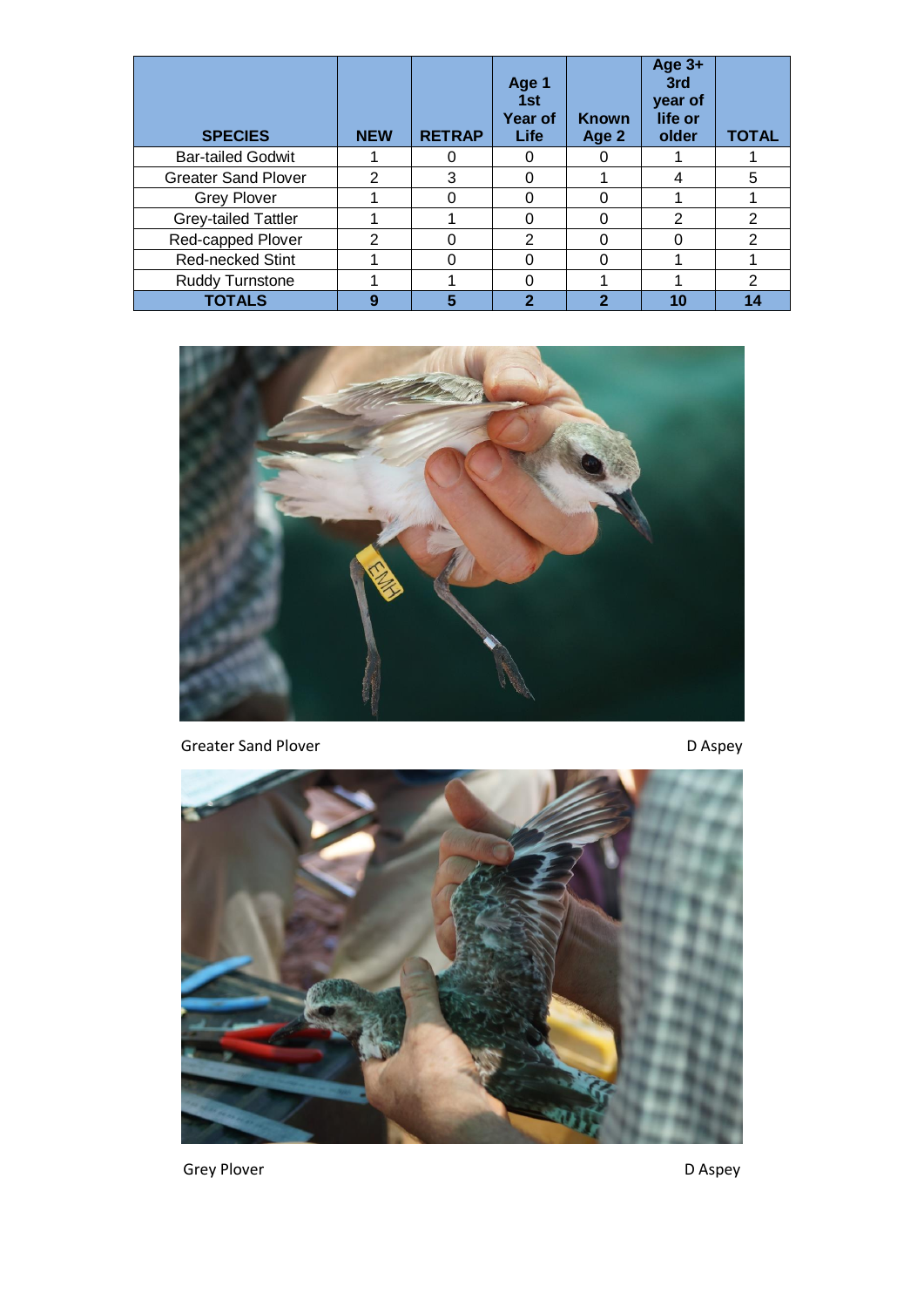| SPECIES | NEW | RETRAP | Age 1 1st Year of Life | Known Age 2 | Age 3+ 3rd year of life or older | TOTAL |
|---|---|---|---|---|---|---|
| Bar-tailed Godwit | 1 | 0 | 0 | 0 | 1 | 1 |
| Greater Sand Plover | 2 | 3 | 0 | 1 | 4 | 5 |
| Grey Plover | 1 | 0 | 0 | 0 | 1 | 1 |
| Grey-tailed Tattler | 1 | 1 | 0 | 0 | 2 | 2 |
| Red-capped Plover | 2 | 0 | 2 | 0 | 0 | 2 |
| Red-necked Stint | 1 | 0 | 0 | 0 | 1 | 1 |
| Ruddy Turnstone | 1 | 1 | 0 | 1 | 1 | 2 |
| **TOTALS** | **9** | **5** | **2** | **2** | **10** | **14** |

Greater Sand Plover — D Aspey

Grey Plover — D Aspey